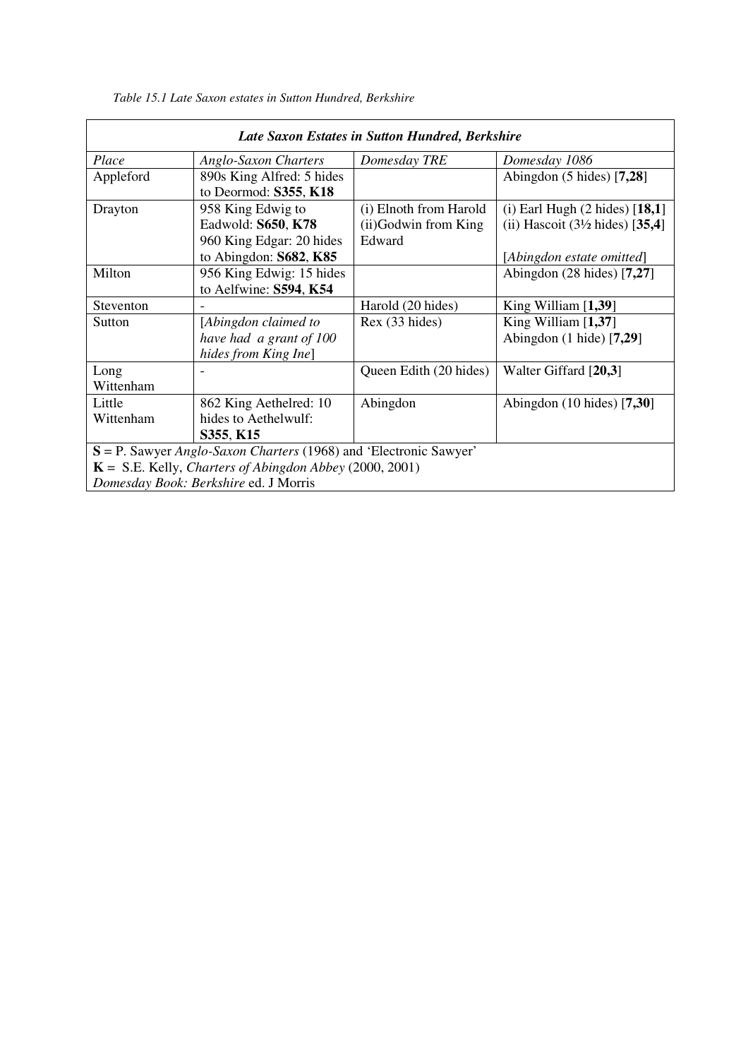*Table 15.1 Late Saxon estates in Sutton Hundred, Berkshire*

| ***Late Saxon Estates in Sutton Hundred, Berkshire*** | | | |
|---|---|---|---|
| *Place* | *Anglo-Saxon Charters* | *Domesday TRE* | *Domesday 1086* |
| Appleford | 890s King Alfred: 5 hides to Deormod: **S355**, **K18** | | Abingdon (5 hides) [**7,28**] |
| Drayton | 958 King Edwig to Eadwold: **S650**, **K78**<br>960 King Edgar: 20 hides to Abingdon: **S682**, **K85** | (i) Elnoth from Harold<br>(ii)Godwin from King Edward | (i) Earl Hugh (2 hides) [**18,1**]<br>(ii) Hascoit (3½ hides) [**35,4**]<br><br>[*Abingdon estate omitted*] |
| Milton | 956 King Edwig: 15 hides to Aelfwine: **S594**, **K54** | | Abingdon (28 hides) [**7,27**] |
| Steventon | - | Harold (20 hides) | King William [**1,39**] |
| Sutton | [*Abingdon claimed to have had a grant of 100 hides from King Ine*] | Rex (33 hides) | King William [**1,37**]<br>Abingdon (1 hide) [**7,29**] |
| Long Wittenham | - | Queen Edith (20 hides) | Walter Giffard [**20,3**] |
| Little Wittenham | 862 King Aethelred: 10 hides to Aethelwulf: **S355**, **K15** | Abingdon | Abingdon (10 hides) [**7,30**] |
| **S** = P. Sawyer *Anglo-Saxon Charters* (1968) and 'Electronic Sawyer'<br>**K** = S.E. Kelly, *Charters of Abingdon Abbey* (2000, 2001)<br>*Domesday Book: Berkshire* ed. J Morris | | | |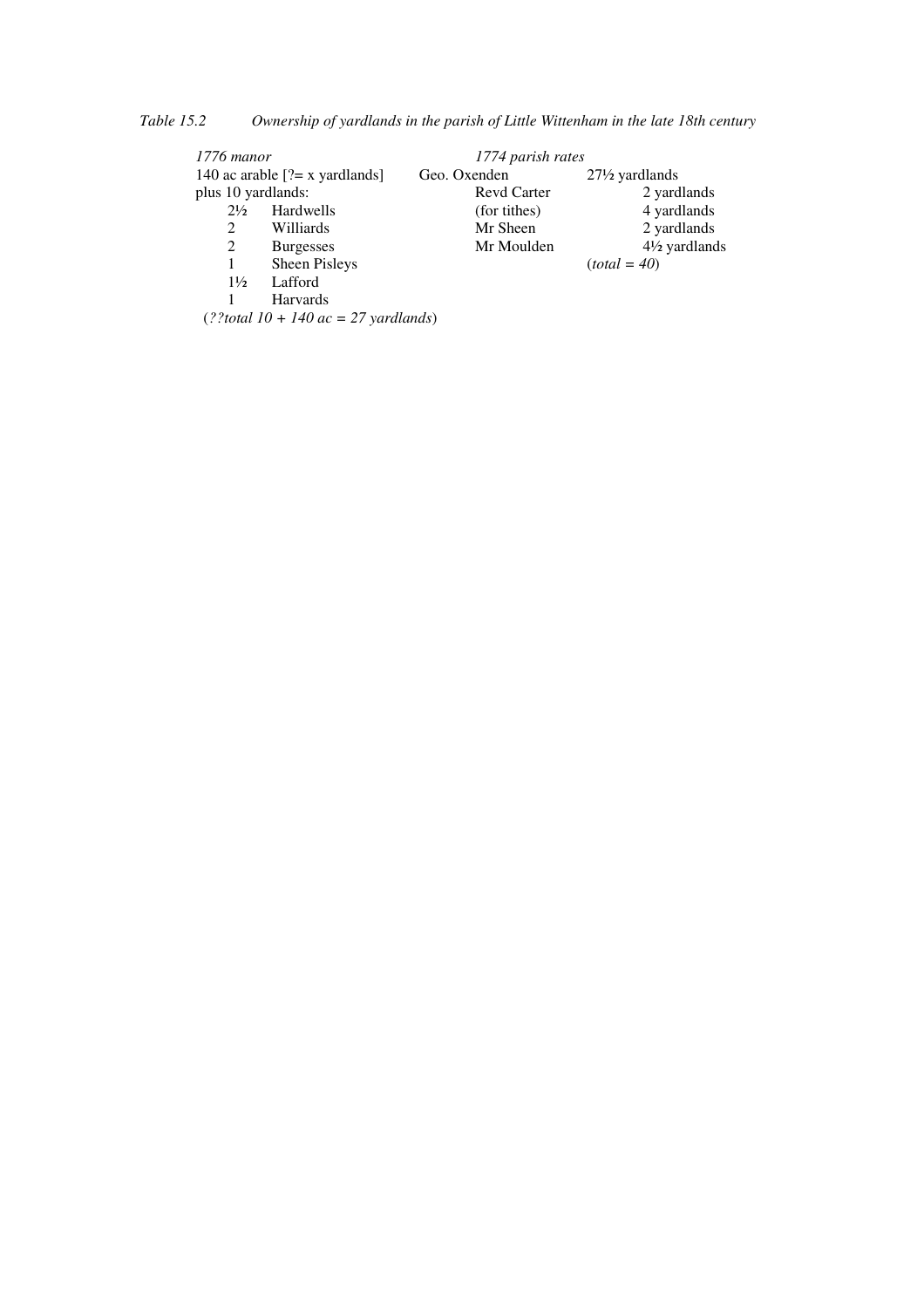*Table 15.2 Ownership of yardlands in the parish of Little Wittenham in the late 18th century*

| *1776 manor* | | | *1774 parish rates* | |
|---|---|---|---|---|
| 140 ac arable [?= x yardlands] | | | Geo. Oxenden | 27½ yardlands |
| plus 10 yardlands: | | | Revd Carter | 2 yardlands |
| | 2½ | Hardwells | (for tithes) | 4 yardlands |
| | 2 | Williards | Mr Sheen | 2 yardlands |
| | 2 | Burgesses | Mr Moulden | 4½ yardlands |
| | 1 | Sheen Pisleys | | (*total = 40*) |
| | 1½ | Lafford | | |
| | 1 | Harvards | | |
| (*??total 10 + 140 ac = 27 yardlands*) | | | | |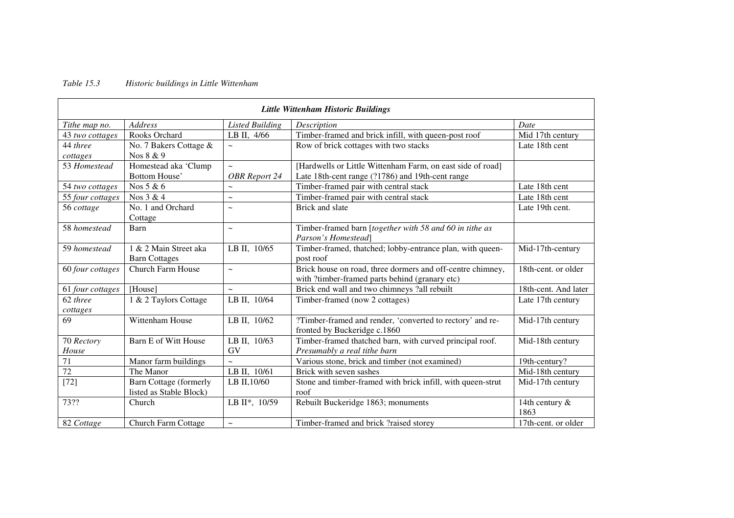*Table 15.3 Historic buildings in Little Wittenham*

| ***Little Wittenham Historic Buildings*** | | | | |
|---|---|---|---|---|
| *Tithe map no.* | *Address* | *Listed Building* | *Description* | *Date* |
| 43 *two cottages* | Rooks Orchard | LB II, 4/66 | Timber-framed and brick infill, with queen-post roof | Mid 17th century |
| 44 *three cottages* | No. 7 Bakers Cottage & Nos 8 & 9 | ~ | Row of brick cottages with two stacks | Late 18th cent |
| 53 *Homestead* | Homestead aka 'Clump Bottom House' | ~ *OBR Report 24* | [Hardwells or Little Wittenham Farm, on east side of road] Late 18th-cent range (?1786) and 19th-cent range | |
| 54 *two cottages* | Nos 5 & 6 | ~ | Timber-framed pair with central stack | Late 18th cent |
| 55 *four cottages* | Nos 3 & 4 | ~ | Timber-framed pair with central stack | Late 18th cent |
| 56 *cottage* | No. 1 and Orchard Cottage | ~ | Brick and slate | Late 19th cent. |
| 58 *homestead* | Barn | ~ | Timber-framed barn [*together with 58 and 60 in tithe as Parson's Homestead*] | |
| 59 *homestead* | 1 & 2 Main Street aka Barn Cottages | LB II, 10/65 | Timber-framed, thatched; lobby-entrance plan, with queen-post roof | Mid-17th-century |
| 60 *four cottages* | Church Farm House | ~ | Brick house on road, three dormers and off-centre chimney, with ?timber-framed parts behind (granary etc) | 18th-cent. or older |
| 61 *four cottages* | [House] | ~ | Brick end wall and two chimneys ?all rebuilt | 18th-cent. And later |
| 62 *three cottages* | 1 & 2 Taylors Cottage | LB II, 10/64 | Timber-framed (now 2 cottages) | Late 17th century |
| 69 | Wittenham House | LB II, 10/62 | ?Timber-framed and render, 'converted to rectory' and re-fronted by Buckeridge c.1860 | Mid-17th century |
| 70 *Rectory House* | Barn E of Witt House | LB II, 10/63 GV | Timber-framed thatched barn, with curved principal roof. *Presumably a real tithe barn* | Mid-18th century |
| 71 | Manor farm buildings | ~ | Various stone, brick and timber (not examined) | 19th-century? |
| 72 | The Manor | LB II, 10/61 | Brick with seven sashes | Mid-18th century |
| [72] | Barn Cottage (formerly listed as Stable Block) | LB II,10/60 | Stone and timber-framed with brick infill, with queen-strut roof | Mid-17th century |
| 73?? | Church | LB II*, 10/59 | Rebuilt Buckeridge 1863; monuments | 14th century & 1863 |
| 82 *Cottage* | Church Farm Cottage | ~ | Timber-framed and brick ?raised storey | 17th-cent. or older |